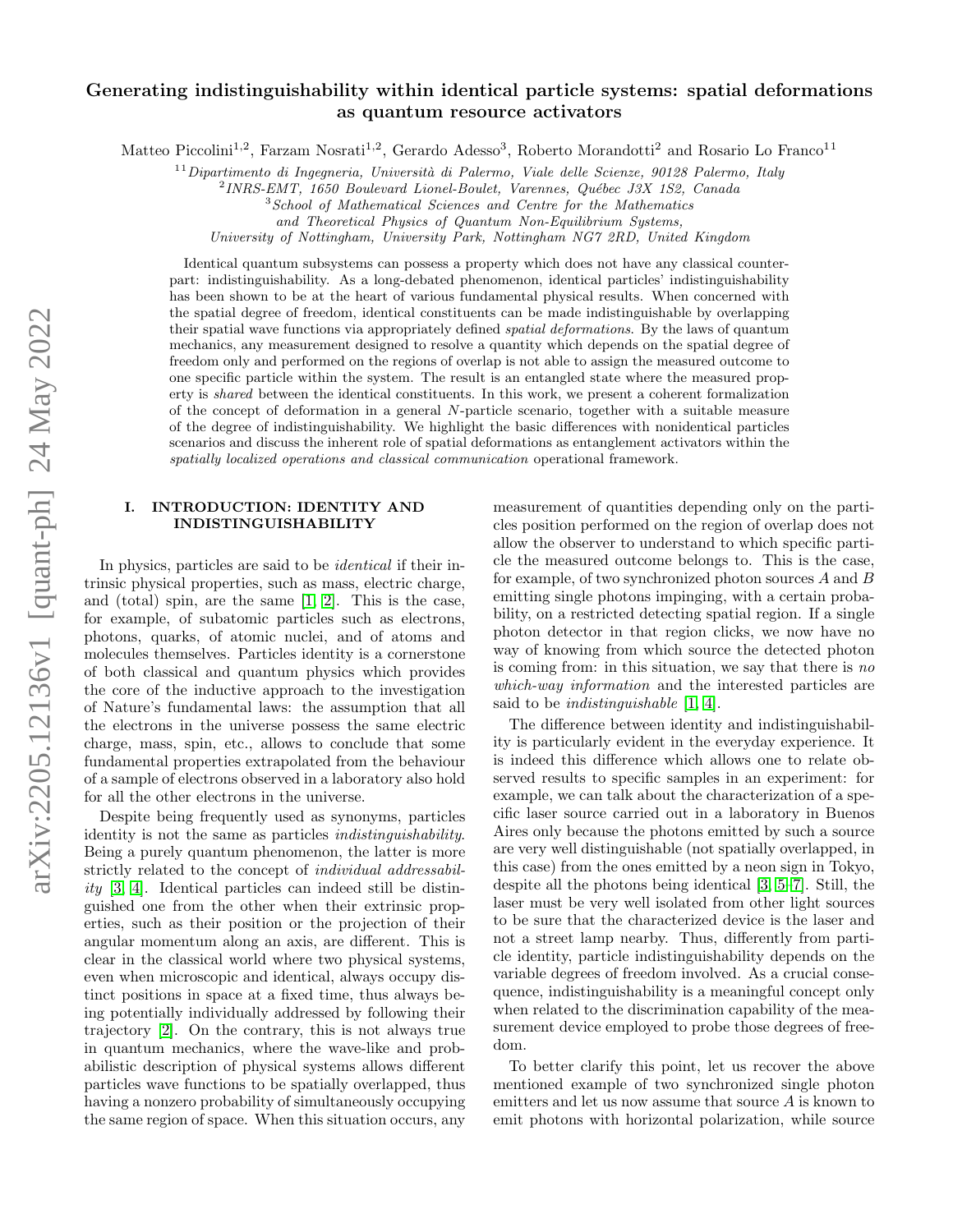# Generating indistinguishability within identical particle systems: spatial deformations as quantum resource activators

Matteo Piccolini[1,2], Farzam Nosrati[1,2], Gerardo Adesso[3], Roberto Morandotti[2] and Rosario Lo Franco[1]

[1] *Dipartimento di Ingegneria, Università di Palermo, Viale delle Scienze, 90128 Palermo, Italy*
[2] *INRS-EMT, 1650 Boulevard Lionel-Boulet, Varennes, Québec J3X 1S2, Canada*
[3] *School of Mathematical Sciences and Centre for the Mathematics and Theoretical Physics of Quantum Non-Equilibrium Systems, University of Nottingham, University Park, Nottingham NG7 2RD, United Kingdom*

Identical quantum subsystems can possess a property which does not have any classical counterpart: indistinguishability. As a long-debated phenomenon, identical particles' indistinguishability has been shown to be at the heart of various fundamental physical results. When concerned with the spatial degree of freedom, identical constituents can be made indistinguishable by overlapping their spatial wave functions via appropriately defined *spatial deformations*. By the laws of quantum mechanics, any measurement designed to resolve a quantity which depends on the spatial degree of freedom only and performed on the regions of overlap is not able to assign the measured outcome to one specific particle within the system. The result is an entangled state where the measured property is *shared* between the identical constituents. In this work, we present a coherent formalization of the concept of deformation in a general $N$-particle scenario, together with a suitable measure of the degree of indistinguishability. We highlight the basic differences with nonidentical particles scenarios and discuss the inherent role of spatial deformations as entanglement activators within the *spatially localized operations and classical communication* operational framework.

## I. INTRODUCTION: IDENTITY AND INDISTINGUISHABILITY

In physics, particles are said to be *identical* if their intrinsic physical properties, such as mass, electric charge, and (total) spin, are the same [1, 2]. This is the case, for example, of subatomic particles such as electrons, photons, quarks, of atomic nuclei, and of atoms and molecules themselves. Particles identity is a cornerstone of both classical and quantum physics which provides the core of the inductive approach to the investigation of Nature's fundamental laws: the assumption that all the electrons in the universe possess the same electric charge, mass, spin, etc., allows to conclude that some fundamental properties extrapolated from the behaviour of a sample of electrons observed in a laboratory also hold for all the other electrons in the universe.

Despite being frequently used as synonyms, particles identity is not the same as particles *indistinguishability*. Being a purely quantum phenomenon, the latter is more strictly related to the concept of *individual addressability* [3, 4]. Identical particles can indeed still be distinguished one from the other when their extrinsic properties, such as their position or the projection of their angular momentum along an axis, are different. This is clear in the classical world where two physical systems, even when microscopic and identical, always occupy distinct positions in space at a fixed time, thus always being potentially individually addressed by following their trajectory [2]. On the contrary, this is not always true in quantum mechanics, where the wave-like and probabilistic description of physical systems allows different particles wave functions to be spatially overlapped, thus having a nonzero probability of simultaneously occupying the same region of space. When this situation occurs, any measurement of quantities depending only on the particles position performed on the region of overlap does not allow the observer to understand to which specific particle the measured outcome belongs to. This is the case, for example, of two synchronized photon sources $A$ and $B$ emitting single photons impinging, with a certain probability, on a restricted detecting spatial region. If a single photon detector in that region clicks, we now have no way of knowing from which source the detected photon is coming from: in this situation, we say that there is *no which-way information* and the interested particles are said to be *indistinguishable* [1, 4].

The difference between identity and indistinguishability is particularly evident in the everyday experience. It is indeed this difference which allows one to relate observed results to specific samples in an experiment: for example, we can talk about the characterization of a specific laser source carried out in a laboratory in Buenos Aires only because the photons emitted by such a source are very well distinguishable (not spatially overlapped, in this case) from the ones emitted by a neon sign in Tokyo, despite all the photons being identical [3, 5–7]. Still, the laser must be very well isolated from other light sources to be sure that the characterized device is the laser and not a street lamp nearby. Thus, differently from particle identity, particle indistinguishability depends on the variable degrees of freedom involved. As a crucial consequence, indistinguishability is a meaningful concept only when related to the discrimination capability of the measurement device employed to probe those degrees of freedom.

To better clarify this point, let us recover the above mentioned example of two synchronized single photon emitters and let us now assume that source $A$ is known to emit photons with horizontal polarization, while source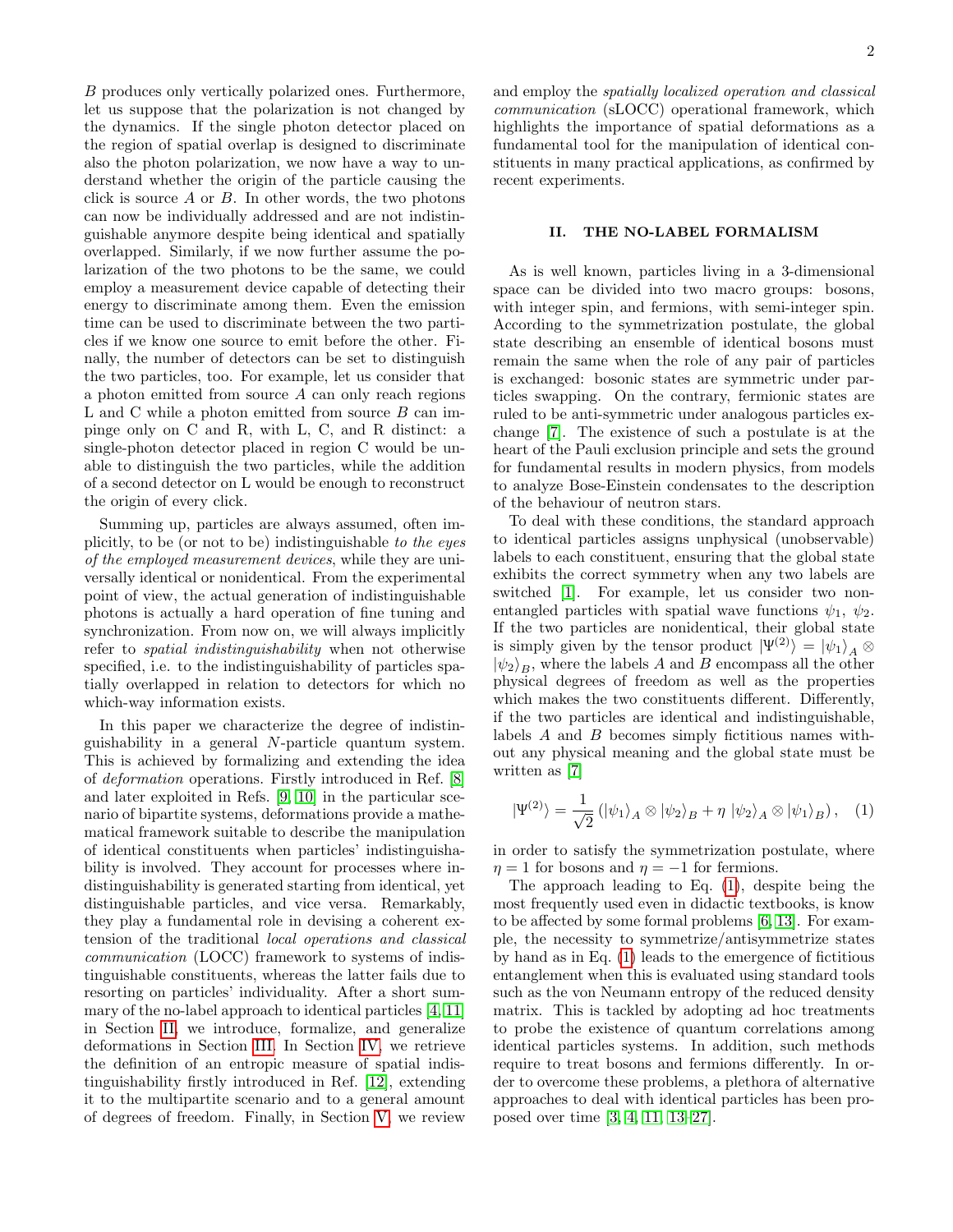*B* produces only vertically polarized ones. Furthermore, let us suppose that the polarization is not changed by the dynamics. If the single photon detector placed on the region of spatial overlap is designed to discriminate also the photon polarization, we now have a way to understand whether the origin of the particle causing the click is source *A* or *B*. In other words, the two photons can now be individually addressed and are not indistinguishable anymore despite being identical and spatially overlapped. Similarly, if we now further assume the polarization of the two photons to be the same, we could employ a measurement device capable of detecting their energy to discriminate among them. Even the emission time can be used to discriminate between the two particles if we know one source to emit before the other. Finally, the number of detectors can be set to distinguish the two particles, too. For example, let us consider that a photon emitted from source *A* can only reach regions L and C while a photon emitted from source *B* can impinge only on C and R, with L, C, and R distinct: a single-photon detector placed in region C would be unable to distinguish the two particles, while the addition of a second detector on L would be enough to reconstruct the origin of every click.

Summing up, particles are always assumed, often implicitly, to be (or not to be) indistinguishable *to the eyes of the employed measurement devices*, while they are universally identical or nonidentical. From the experimental point of view, the actual generation of indistinguishable photons is actually a hard operation of fine tuning and synchronization. From now on, we will always implicitly refer to *spatial indistinguishability* when not otherwise specified, i.e. to the indistinguishability of particles spatially overlapped in relation to detectors for which no which-way information exists.

In this paper we characterize the degree of indistinguishability in a general $N$-particle quantum system. This is achieved by formalizing and extending the idea of *deformation* operations. Firstly introduced in Ref. [8] and later exploited in Refs. [9, 10] in the particular scenario of bipartite systems, deformations provide a mathematical framework suitable to describe the manipulation of identical constituents when particles' indistinguishability is involved. They account for processes where indistinguishability is generated starting from identical, yet distinguishable particles, and vice versa. Remarkably, they play a fundamental role in devising a coherent extension of the traditional *local operations and classical communication* (LOCC) framework to systems of indistinguishable constituents, whereas the latter fails due to resorting on particles' individuality. After a short summary of the no-label approach to identical particles [4, 11] in Section II, we introduce, formalize, and generalize deformations in Section III. In Section IV, we retrieve the definition of an entropic measure of spatial indistinguishability firstly introduced in Ref. [12], extending it to the multipartite scenario and to a general amount of degrees of freedom. Finally, in Section V, we review and employ the *spatially localized operation and classical communication* (sLOCC) operational framework, which highlights the importance of spatial deformations as a fundamental tool for the manipulation of identical constituents in many practical applications, as confirmed by recent experiments.

## II. THE NO-LABEL FORMALISM

As is well known, particles living in a 3-dimensional space can be divided into two macro groups: bosons, with integer spin, and fermions, with semi-integer spin. According to the symmetrization postulate, the global state describing an ensemble of identical bosons must remain the same when the role of any pair of particles is exchanged: bosonic states are symmetric under particles swapping. On the contrary, fermionic states are ruled to be anti-symmetric under analogous particles exchange [7]. The existence of such a postulate is at the heart of the Pauli exclusion principle and sets the ground for fundamental results in modern physics, from models to analyze Bose-Einstein condensates to the description of the behaviour of neutron stars.

To deal with these conditions, the standard approach to identical particles assigns unphysical (unobservable) labels to each constituent, ensuring that the global state exhibits the correct symmetry when any two labels are switched [1]. For example, let us consider two non-entangled particles with spatial wave functions $\psi_1$, $\psi_2$. If the two particles are nonidentical, their global state is simply given by the tensor product $|\Psi^{(2)}\rangle = |\psi_1\rangle_A \otimes |\psi_2\rangle_B$, where the labels $A$ and $B$ encompass all the other physical degrees of freedom as well as the properties which makes the two constituents different. Differently, if the two particles are identical and indistinguishable, labels $A$ and $B$ becomes simply fictitious names without any physical meaning and the global state must be written as [7]

$$|\Psi^{(2)}\rangle = \frac{1}{\sqrt{2}} \left( |\psi_1\rangle_A \otimes |\psi_2\rangle_B + \eta \; |\psi_2\rangle_A \otimes |\psi_1\rangle_B \right), \quad (1)$$

in order to satisfy the symmetrization postulate, where $\eta = 1$ for bosons and $\eta = -1$ for fermions.

The approach leading to Eq. (1), despite being the most frequently used even in didactic textbooks, is known to be affected by some formal problems [6, 13]. For example, the necessity to symmetrize/antisymmetrize states by hand as in Eq. (1) leads to the emergence of fictitious entanglement when this is evaluated using standard tools such as the von Neumann entropy of the reduced density matrix. This is tackled by adopting ad hoc treatments to probe the existence of quantum correlations among identical particles systems. In addition, such methods require to treat bosons and fermions differently. In order to overcome these problems, a plethora of alternative approaches to deal with identical particles has been proposed over time [3, 4, 11, 13–27].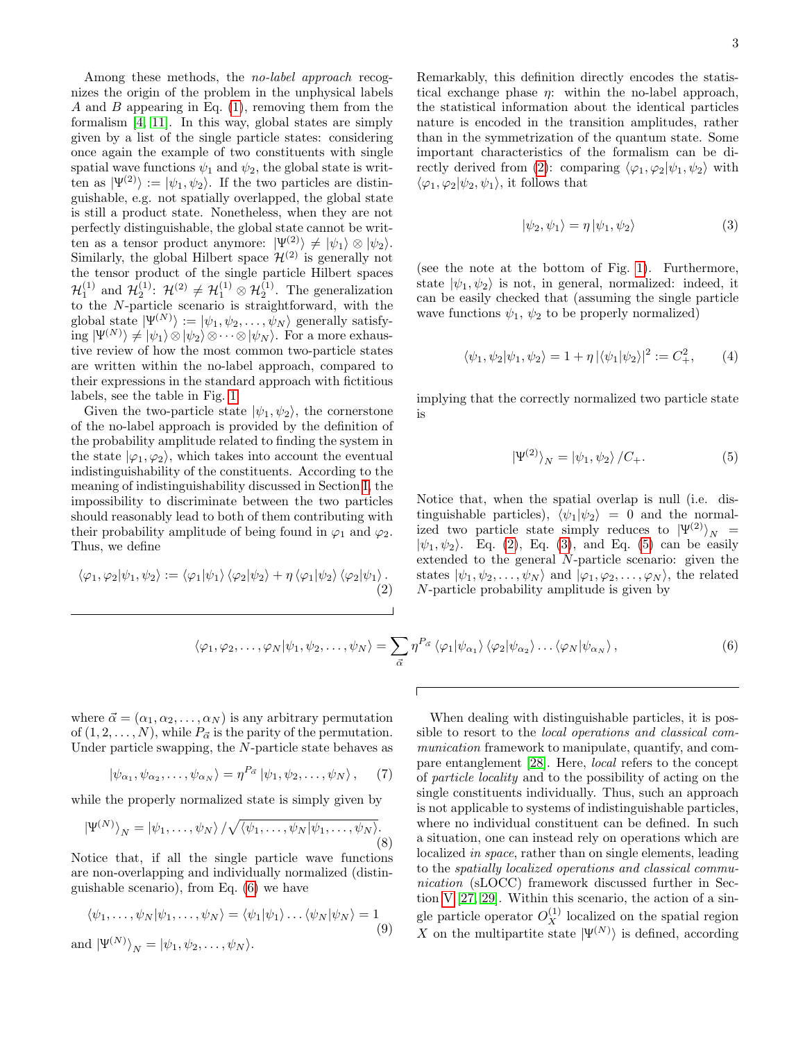Among these methods, the *no-label approach* recognizes the origin of the problem in the unphysical labels $A$ and $B$ appearing in Eq. (1), removing them from the formalism [4, 11]. In this way, global states are simply given by a list of the single particle states: considering once again the example of two constituents with single spatial wave functions $\psi_1$ and $\psi_2$, the global state is written as $|\Psi^{(2)}\rangle := |\psi_1, \psi_2\rangle$. If the two particles are distinguishable, e.g. not spatially overlapped, the global state is still a product state. Nonetheless, when they are not perfectly distinguishable, the global state cannot be written as a tensor product anymore: $|\Psi^{(2)}\rangle \neq |\psi_1\rangle \otimes |\psi_2\rangle$. Similarly, the global Hilbert space $\mathcal{H}^{(2)}$ is generally not the tensor product of the single particle Hilbert spaces $\mathcal{H}_1^{(1)}$ and $\mathcal{H}_2^{(1)}$: $\mathcal{H}^{(2)} \neq \mathcal{H}_1^{(1)} \otimes \mathcal{H}_2^{(1)}$. The generalization to the $N$-particle scenario is straightforward, with the global state $|\Psi^{(N)}\rangle := |\psi_1, \psi_2, \ldots, \psi_N\rangle$ generally satisfying $|\Psi^{(N)}\rangle \neq |\psi_1\rangle \otimes |\psi_2\rangle \otimes \cdots \otimes |\psi_N\rangle$. For a more exhaustive review of how the most common two-particle states are written within the no-label approach, compared to their expressions in the standard approach with fictitious labels, see the table in Fig. 1.

Given the two-particle state $|\psi_1, \psi_2\rangle$, the cornerstone of the no-label approach is provided by the definition of the probability amplitude related to finding the system in the state $|\varphi_1, \varphi_2\rangle$, which takes into account the eventual indistinguishability of the constituents. According to the meaning of indistinguishability discussed in Section I, the impossibility to discriminate between the two particles should reasonably lead to both of them contributing with their probability amplitude of being found in $\varphi_1$ and $\varphi_2$. Thus, we define

$$\langle \varphi_1, \varphi_2 | \psi_1, \psi_2 \rangle := \langle \varphi_1 | \psi_1 \rangle \langle \varphi_2 | \psi_2 \rangle + \eta \langle \varphi_1 | \psi_2 \rangle \langle \varphi_2 | \psi_1 \rangle . \tag{2}$$

Remarkably, this definition directly encodes the statistical exchange phase $\eta$: within the no-label approach, the statistical information about the identical particles nature is encoded in the transition amplitudes, rather than in the symmetrization of the quantum state. Some important characteristics of the formalism can be directly derived from (2): comparing $\langle \varphi_1, \varphi_2 | \psi_1, \psi_2 \rangle$ with $\langle \varphi_1, \varphi_2 | \psi_2, \psi_1 \rangle$, it follows that

$$|\psi_2, \psi_1\rangle = \eta \, |\psi_1, \psi_2\rangle \tag{3}$$

(see the note at the bottom of Fig. 1). Furthermore, state $|\psi_1, \psi_2\rangle$ is not, in general, normalized: indeed, it can be easily checked that (assuming the single particle wave functions $\psi_1$, $\psi_2$ to be properly normalized)

$$\langle \psi_1, \psi_2 | \psi_1, \psi_2 \rangle = 1 + \eta \, |\langle \psi_1 | \psi_2 \rangle|^2 := C_+^2, \tag{4}$$

implying that the correctly normalized two particle state is

$$|\Psi^{(2)}\rangle_N = |\psi_1, \psi_2\rangle / C_+. \tag{5}$$

Notice that, when the spatial overlap is null (i.e. distinguishable particles), $\langle \psi_1 | \psi_2 \rangle = 0$ and the normalized two particle state simply reduces to $|\Psi^{(2)}\rangle_N = |\psi_1, \psi_2\rangle$. Eq. (2), Eq. (3), and Eq. (5) can be easily extended to the general $N$-particle scenario: given the states $|\psi_1, \psi_2, \ldots, \psi_N\rangle$ and $|\varphi_1, \varphi_2, \ldots, \varphi_N\rangle$, the related $N$-particle probability amplitude is given by

$$\langle \varphi_1, \varphi_2, \ldots, \varphi_N | \psi_1, \psi_2, \ldots, \psi_N \rangle = \sum_{\vec{\alpha}} \eta^{P_{\vec{\alpha}}} \langle \varphi_1 | \psi_{\alpha_1} \rangle \langle \varphi_2 | \psi_{\alpha_2} \rangle \ldots \langle \varphi_N | \psi_{\alpha_N} \rangle , \tag{6}$$

where $\vec{\alpha} = (\alpha_1, \alpha_2, \ldots, \alpha_N)$ is any arbitrary permutation of $(1, 2, \ldots, N)$, while $P_{\vec{\alpha}}$ is the parity of the permutation. Under particle swapping, the $N$-particle state behaves as

$$|\psi_{\alpha_1}, \psi_{\alpha_2}, \ldots, \psi_{\alpha_N}\rangle = \eta^{P_{\vec{\alpha}}} \, |\psi_1, \psi_2, \ldots, \psi_N\rangle , \tag{7}$$

while the properly normalized state is simply given by

$$|\Psi^{(N)}\rangle_N = |\psi_1, \ldots, \psi_N\rangle / \sqrt{\langle \psi_1, \ldots, \psi_N | \psi_1, \ldots, \psi_N \rangle}. \tag{8}$$

Notice that, if all the single particle wave functions are non-overlapping and individually normalized (distinguishable scenario), from Eq. (6) we have

$$\langle \psi_1, \ldots, \psi_N | \psi_1, \ldots, \psi_N \rangle = \langle \psi_1 | \psi_1 \rangle \ldots \langle \psi_N | \psi_N \rangle = 1 \tag{9}$$

and $|\Psi^{(N)}\rangle_N = |\psi_1, \psi_2, \ldots, \psi_N\rangle$.

When dealing with distinguishable particles, it is possible to resort to the *local operations and classical communication* framework to manipulate, quantify, and compare entanglement [28]. Here, *local* refers to the concept of *particle locality* and to the possibility of acting on the single constituents individually. Thus, such an approach is not applicable to systems of indistinguishable particles, where no individual constituent can be defined. In such a situation, one can instead rely on operations which are localized *in space*, rather than on single elements, leading to the *spatially localized operations and classical communication* (sLOCC) framework discussed further in Section V [27, 29]. Within this scenario, the action of a single particle operator $O_X^{(1)}$ localized on the spatial region $X$ on the multipartite state $|\Psi^{(N)}\rangle$ is defined, according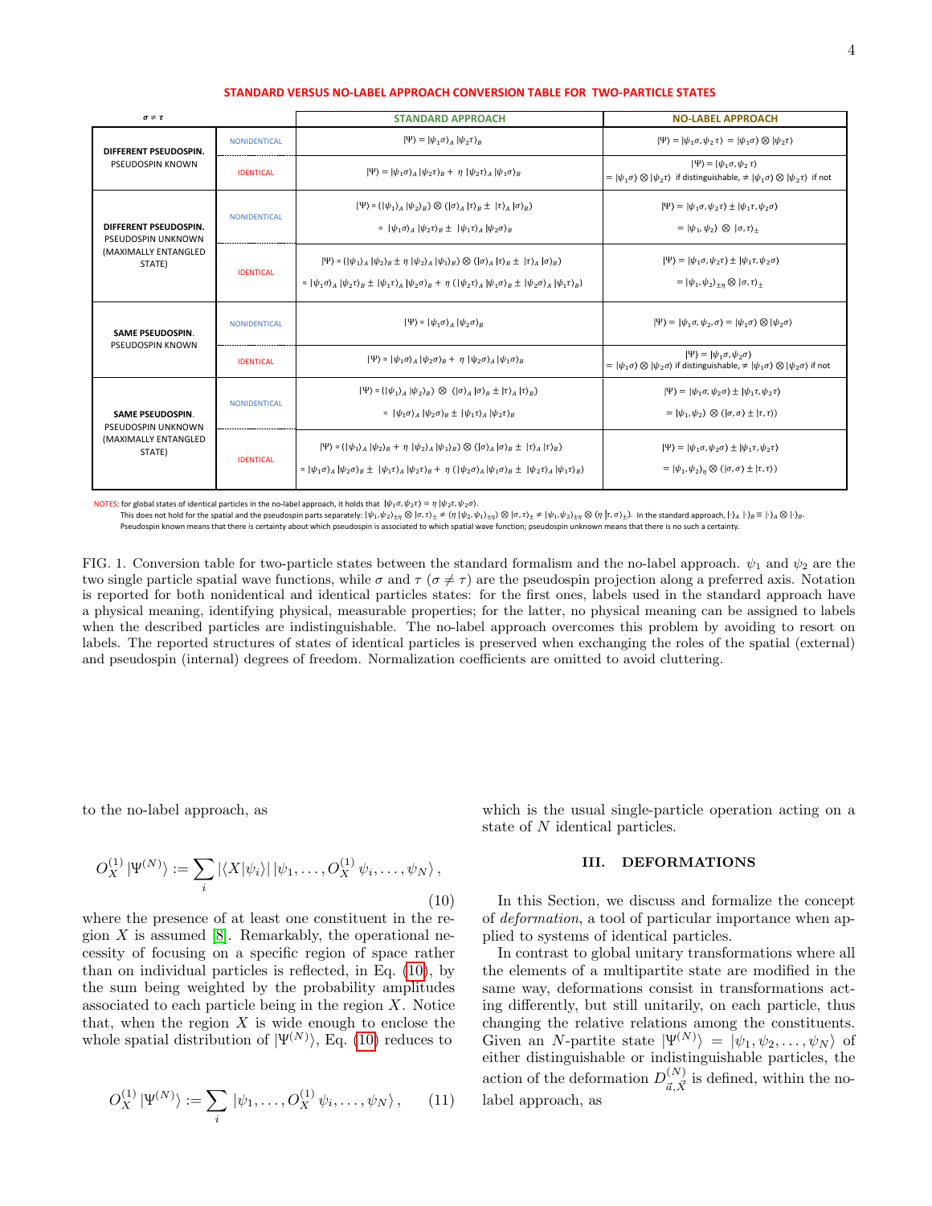**STANDARD VERSUS NO-LABEL APPROACH CONVERSION TABLE FOR TWO-PARTICLE STATES**

| $\sigma \neq \tau$ | | STANDARD APPROACH | NO-LABEL APPROACH |
|---|---|---|---|
| **DIFFERENT PSEUDOSPIN.** PSEUDOSPIN KNOWN | NONIDENTICAL | $\lvert\Psi\rangle = \lvert\psi_1\sigma\rangle_A \lvert\psi_2\tau\rangle_B$ | $\lvert\Psi\rangle = \lvert\psi_1\sigma, \psi_2\tau\rangle = \lvert\psi_1\sigma\rangle \otimes \lvert\psi_2\tau\rangle$ |
| | IDENTICAL | $\lvert\Psi\rangle = \lvert\psi_1\sigma\rangle_A \lvert\psi_2\tau\rangle_B + \eta\, \lvert\psi_2\tau\rangle_A \lvert\psi_1\sigma\rangle_B$ | $\lvert\Psi\rangle = \lvert\psi_1\sigma, \psi_2\tau\rangle$ $= \lvert\psi_1\sigma\rangle \otimes \lvert\psi_2\tau\rangle$ if distinguishable, $\neq \lvert\psi_1\sigma\rangle \otimes \lvert\psi_2\tau\rangle$ if not |
| **DIFFERENT PSEUDOSPIN.** PSEUDOSPIN UNKNOWN (MAXIMALLY ENTANGLED STATE) | NONIDENTICAL | $\lvert\Psi\rangle = (\lvert\psi_1\rangle_A \lvert\psi_2\rangle_B) \otimes (\lvert\sigma\rangle_A \lvert\tau\rangle_B \pm \lvert\tau\rangle_A \lvert\sigma\rangle_B)$ $= \lvert\psi_1\sigma\rangle_A \lvert\psi_2\tau\rangle_B \pm \lvert\psi_1\tau\rangle_A \lvert\psi_2\sigma\rangle_B$ | $\lvert\Psi\rangle = \lvert\psi_1\sigma, \psi_2\tau\rangle \pm \lvert\psi_1\tau, \psi_2\sigma\rangle$ $= \lvert\psi_1, \psi_2\rangle \otimes \lvert\sigma, \tau\rangle_\pm$ |
| | IDENTICAL | $\lvert\Psi\rangle = (\lvert\psi_1\rangle_A \lvert\psi_2\rangle_B \pm \eta\, \lvert\psi_2\rangle_A \lvert\psi_1\rangle_B) \otimes (\lvert\sigma\rangle_A \lvert\tau\rangle_B \pm \lvert\tau\rangle_A \lvert\sigma\rangle_B)$ $= \lvert\psi_1\sigma\rangle_A \lvert\psi_2\tau\rangle_B \pm \lvert\psi_1\tau\rangle_A \lvert\psi_2\sigma\rangle_B + \eta\, (\lvert\psi_2\tau\rangle_A \lvert\psi_1\sigma\rangle_B \pm \lvert\psi_2\sigma\rangle_A \lvert\psi_1\tau\rangle_B)$ | $\lvert\Psi\rangle = \lvert\psi_1\sigma, \psi_2\tau\rangle \pm \lvert\psi_1\tau, \psi_2\sigma\rangle$ $= \lvert\psi_1, \psi_2\rangle_{\pm\eta} \otimes \lvert\sigma, \tau\rangle_\pm$ |
| **SAME PSEUDOSPIN.** PSEUDOSPIN KNOWN | NONIDENTICAL | $\lvert\Psi\rangle = \lvert\psi_1\sigma\rangle_A \lvert\psi_2\sigma\rangle_B$ | $\lvert\Psi\rangle = \lvert\psi_1\sigma, \psi_2\sigma\rangle = \lvert\psi_1\sigma\rangle \otimes \lvert\psi_2\sigma\rangle$ |
| | IDENTICAL | $\lvert\Psi\rangle = \lvert\psi_1\sigma\rangle_A \lvert\psi_2\sigma\rangle_B + \eta\, \lvert\psi_2\sigma\rangle_A \lvert\psi_1\sigma\rangle_B$ | $\lvert\Psi\rangle = \lvert\psi_1\sigma, \psi_2\sigma\rangle$ $= \lvert\psi_1\sigma\rangle \otimes \lvert\psi_2\sigma\rangle$ if distinguishable, $\neq \lvert\psi_1\sigma\rangle \otimes \lvert\psi_2\sigma\rangle$ if not |
| **SAME PSEUDOSPIN.** PSEUDOSPIN UNKNOWN (MAXIMALLY ENTANGLED STATE) | NONIDENTICAL | $\lvert\Psi\rangle = (\lvert\psi_1\rangle_A \lvert\psi_2\rangle_B) \otimes (\lvert\sigma\rangle_A \lvert\sigma\rangle_B \pm \lvert\tau\rangle_A \lvert\tau\rangle_B)$ $= \lvert\psi_1\sigma\rangle_A \lvert\psi_2\sigma\rangle_B \pm \lvert\psi_1\tau\rangle_A \lvert\psi_2\tau\rangle_B$ | $\lvert\Psi\rangle = \lvert\psi_1\sigma, \psi_2\sigma\rangle \pm \lvert\psi_1\tau, \psi_2\tau\rangle$ $= \lvert\psi_1, \psi_2\rangle \otimes (\lvert\sigma, \sigma\rangle \pm \lvert\tau, \tau\rangle)$ |
| | IDENTICAL | $\lvert\Psi\rangle = (\lvert\psi_1\rangle_A \lvert\psi_2\rangle_B + \eta\, \lvert\psi_2\rangle_A \lvert\psi_1\rangle_B) \otimes (\lvert\sigma\rangle_A \lvert\sigma\rangle_B \pm \lvert\tau\rangle_A \lvert\tau\rangle_B)$ $= \lvert\psi_1\sigma\rangle_A \lvert\psi_2\sigma\rangle_B \pm \lvert\psi_1\tau\rangle_A \lvert\psi_2\tau\rangle_B + \eta\, (\lvert\psi_2\sigma\rangle_A \lvert\psi_1\sigma\rangle_B \pm \lvert\psi_2\tau\rangle_A \lvert\psi_1\tau\rangle_B)$ | $\lvert\Psi\rangle = \lvert\psi_1\sigma, \psi_2\sigma\rangle \pm \lvert\psi_1\tau, \psi_2\tau\rangle$ $= \lvert\psi_1, \psi_2\rangle_\eta \otimes (\lvert\sigma, \sigma\rangle \pm \lvert\tau, \tau\rangle)$ |

NOTES: for global states of identical particles in the no-label approach, it holds that $\lvert\psi_1\sigma, \psi_2\tau\rangle = \eta\, \lvert\psi_2\tau, \psi_2\sigma\rangle$.
This does not hold for the spatial and the pseudospin parts separately: $\lvert\psi_1, \psi_2\rangle_{\pm\eta} \otimes \lvert\sigma, \tau\rangle_\pm \neq (\eta\, \lvert\psi_2, \psi_1\rangle_{\pm\eta}) \otimes \lvert\sigma, \tau\rangle_\pm \neq \lvert\psi_1, \psi_2\rangle_{\pm\eta} \otimes (\eta\, \lvert\tau, \sigma\rangle_\pm)$. In the standard approach, $\lvert\cdot\rangle_A \lvert\cdot\rangle_B \equiv \lvert\cdot\rangle_A \otimes \lvert\cdot\rangle_B$.
Pseudospin known means that there is certainty about which pseudospin is associated to which spatial wave function; pseudospin unknown means that there is no such a certainty.

FIG. 1. Conversion table for two-particle states between the standard formalism and the no-label approach. $\psi_1$ and $\psi_2$ are the two single particle spatial wave functions, while $\sigma$ and $\tau$ ($\sigma \neq \tau$) are the pseudospin projection along a preferred axis. Notation is reported for both nonidentical and identical particles states: for the first ones, labels used in the standard approach have a physical meaning, identifying physical, measurable properties; for the latter, no physical meaning can be assigned to labels when the described particles are indistinguishable. The no-label approach overcomes this problem by avoiding to resort on labels. The reported structures of states of identical particles is preserved when exchanging the roles of the spatial (external) and pseudospin (internal) degrees of freedom. Normalization coefficients are omitted to avoid cluttering.

to the no-label approach, as

$$O_X^{(1)} \lvert\Psi^{(N)}\rangle := \sum_i \lvert\langle X|\psi_i\rangle\rvert \, \lvert\psi_1, \ldots, O_X^{(1)}\, \psi_i, \ldots, \psi_N\rangle\,, \tag{10}$$

where the presence of at least one constituent in the region $X$ is assumed [8]. Remarkably, the operational necessity of focusing on a specific region of space rather than on individual particles is reflected, in Eq. (10), by the sum being weighted by the probability amplitudes associated to each particle being in the region $X$. Notice that, when the region $X$ is wide enough to enclose the whole spatial distribution of $\lvert\Psi^{(N)}\rangle$, Eq. (10) reduces to

$$O_X^{(1)} \lvert\Psi^{(N)}\rangle := \sum_i \lvert\psi_1, \ldots, O_X^{(1)}\, \psi_i, \ldots, \psi_N\rangle\,, \tag{11}$$

which is the usual single-particle operation acting on a state of $N$ identical particles.

## III. DEFORMATIONS

In this Section, we discuss and formalize the concept of *deformation*, a tool of particular importance when applied to systems of identical particles.

In contrast to global unitary transformations where all the elements of a multipartite state are modified in the same way, deformations consist in transformations acting differently, but still unitarily, on each particle, thus changing the relative relations among the constituents. Given an $N$-partite state $\lvert\Psi^{(N)}\rangle = \lvert\psi_1, \psi_2, \ldots, \psi_N\rangle$ of either distinguishable or indistinguishable particles, the action of the deformation $D^{(N)}_{\vec{a},\vec{X}}$ is defined, within the no-label approach, as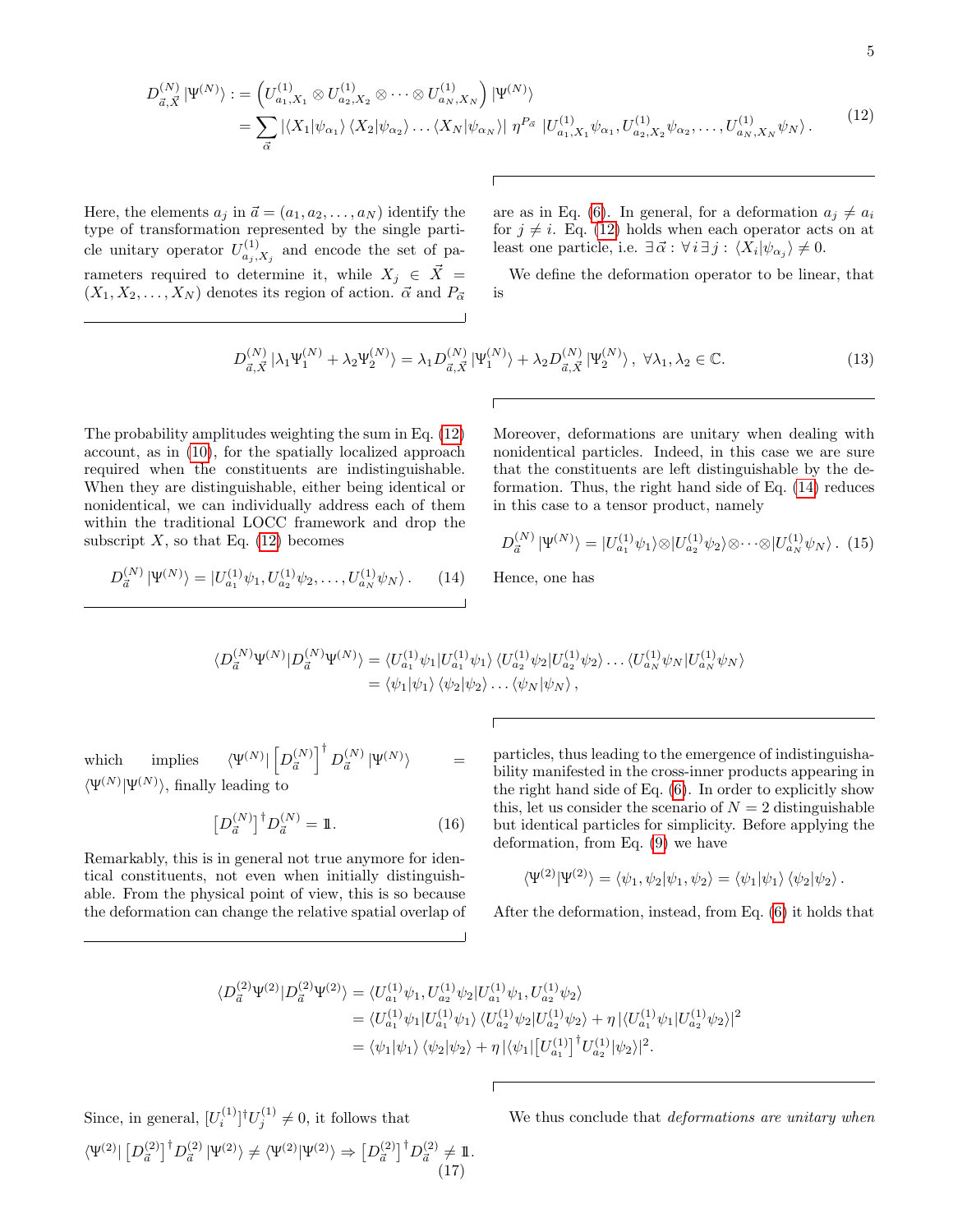$$
\begin{aligned}
D^{(N)}_{\vec{a},\vec{X}} \left|\Psi^{(N)}\right\rangle &:= \left(U^{(1)}_{a_1,X_1} \otimes U^{(1)}_{a_2,X_2} \otimes \cdots \otimes U^{(1)}_{a_N,X_N}\right) \left|\Psi^{(N)}\right\rangle \\
&= \sum_{\vec{\alpha}} \left|\langle X_1|\psi_{\alpha_1}\rangle \langle X_2|\psi_{\alpha_2}\rangle \ldots \langle X_N|\psi_{\alpha_N}\rangle\right| \, \eta^{P_{\vec{\alpha}}} \, \left|U^{(1)}_{a_1,X_1}\psi_{\alpha_1}, U^{(1)}_{a_2,X_2}\psi_{\alpha_2}, \ldots, U^{(1)}_{a_N,X_N}\psi_{\alpha_N}\right\rangle .
\end{aligned} \tag{12}
$$

Here, the elements $a_j$ in $\vec{a} = (a_1, a_2, \ldots, a_N)$ identify the type of transformation represented by the single particle unitary operator $U^{(1)}_{a_j,X_j}$ and encode the set of parameters required to determine it, while $X_j \in \vec{X} = (X_1, X_2, \ldots, X_N)$ denotes its region of action. $\vec{\alpha}$ and $P_{\vec{\alpha}}$ are as in Eq. (6). In general, for a deformation $a_j \neq a_i$ for $j \neq i$. Eq. (12) holds when each operator acts on at least one particle, i.e. $\exists\, \vec{\alpha} : \forall\, i\, \exists\, j : \langle X_i|\psi_{\alpha_j}\rangle \neq 0$.

We define the deformation operator to be linear, that is

$$
D^{(N)}_{\vec{a},\vec{X}} \left|\lambda_1 \Psi^{(N)}_1 + \lambda_2 \Psi^{(N)}_2\right\rangle = \lambda_1 D^{(N)}_{\vec{a},\vec{X}} \left|\Psi^{(N)}_1\right\rangle + \lambda_2 D^{(N)}_{\vec{a},\vec{X}} \left|\Psi^{(N)}_2\right\rangle, \ \forall \lambda_1, \lambda_2 \in \mathbb{C}. \tag{13}
$$

The probability amplitudes weighting the sum in Eq. (12) account, as in (10), for the spatially localized approach required when the constituents are indistinguishable. When they are distinguishable, either being identical or nonidentical, we can individually address each of them within the traditional LOCC framework and drop the subscript $X$, so that Eq. (12) becomes

$$
D^{(N)}_{\vec{a}} \left|\Psi^{(N)}\right\rangle = \left|U^{(1)}_{a_1}\psi_1, U^{(1)}_{a_2}\psi_2, \ldots, U^{(1)}_{a_N}\psi_N\right\rangle . \tag{14}
$$

Moreover, deformations are unitary when dealing with nonidentical particles. Indeed, in this case we are sure that the constituents are left distinguishable by the deformation. Thus, the right hand side of Eq. (14) reduces in this case to a tensor product, namely

$$
D^{(N)}_{\vec{a}} \left|\Psi^{(N)}\right\rangle = \left|U^{(1)}_{a_1}\psi_1\right\rangle \otimes \left|U^{(1)}_{a_2}\psi_2\right\rangle \otimes \cdots \otimes \left|U^{(1)}_{a_N}\psi_N\right\rangle . \tag{15}
$$

Hence, one has

$$
\begin{aligned}
\langle D^{(N)}_{\vec{a}}\Psi^{(N)}|D^{(N)}_{\vec{a}}\Psi^{(N)}\rangle &= \langle U^{(1)}_{a_1}\psi_1|U^{(1)}_{a_1}\psi_1\rangle \langle U^{(1)}_{a_2}\psi_2|U^{(1)}_{a_2}\psi_2\rangle \ldots \langle U^{(1)}_{a_N}\psi_N|U^{(1)}_{a_N}\psi_N\rangle \\
&= \langle \psi_1|\psi_1\rangle \langle \psi_2|\psi_2\rangle \ldots \langle \psi_N|\psi_N\rangle ,
\end{aligned}
$$

which implies $\langle\Psi^{(N)}| \left[D^{(N)}_{\vec{a}}\right]^\dagger D^{(N)}_{\vec{a}} |\Psi^{(N)}\rangle = \langle\Psi^{(N)}|\Psi^{(N)}\rangle$, finally leading to

$$
\left[D^{(N)}_{\vec{a}}\right]^\dagger D^{(N)}_{\vec{a}} = \mathbb{1}. \tag{16}
$$

Remarkably, this is in general not true anymore for identical constituents, not even when initially distinguishable. From the physical point of view, this is so because the deformation can change the relative spatial overlap of particles, thus leading to the emergence of indistinguishability manifested in the cross-inner products appearing in the right hand side of Eq. (6). In order to explicitly show this, let us consider the scenario of $N = 2$ distinguishable but identical particles for simplicity. Before applying the deformation, from Eq. (9) we have

$$
\langle\Psi^{(2)}|\Psi^{(2)}\rangle = \langle\psi_1, \psi_2|\psi_1, \psi_2\rangle = \langle\psi_1|\psi_1\rangle \langle\psi_2|\psi_2\rangle .
$$

After the deformation, instead, from Eq. (6) it holds that

$$
\begin{aligned}
\langle D^{(2)}_{\vec{a}}\Psi^{(2)}|D^{(2)}_{\vec{a}}\Psi^{(2)}\rangle &= \langle U^{(1)}_{a_1}\psi_1, U^{(1)}_{a_2}\psi_2|U^{(1)}_{a_1}\psi_1, U^{(1)}_{a_2}\psi_2\rangle \\
&= \langle U^{(1)}_{a_1}\psi_1|U^{(1)}_{a_1}\psi_1\rangle \langle U^{(1)}_{a_2}\psi_2|U^{(1)}_{a_2}\psi_2\rangle + \eta\, |\langle U^{(1)}_{a_1}\psi_1|U^{(1)}_{a_2}\psi_2\rangle|^2 \\
&= \langle\psi_1|\psi_1\rangle \langle\psi_2|\psi_2\rangle + \eta\, |\langle\psi_1|\left[U^{(1)}_{a_1}\right]^\dagger U^{(1)}_{a_2}|\psi_2\rangle|^2.
\end{aligned}
$$

Since, in general, $[U^{(1)}_i]^\dagger U^{(1)}_j \neq 0$, it follows that

$$
\langle\Psi^{(2)}| \left[D^{(2)}_{\vec{a}}\right]^\dagger D^{(2)}_{\vec{a}} |\Psi^{(2)}\rangle \neq \langle\Psi^{(2)}|\Psi^{(2)}\rangle \Rightarrow \left[D^{(2)}_{\vec{a}}\right]^\dagger D^{(2)}_{\vec{a}} \neq \mathbb{1}. \tag{17}
$$

We thus conclude that *deformations are unitary when*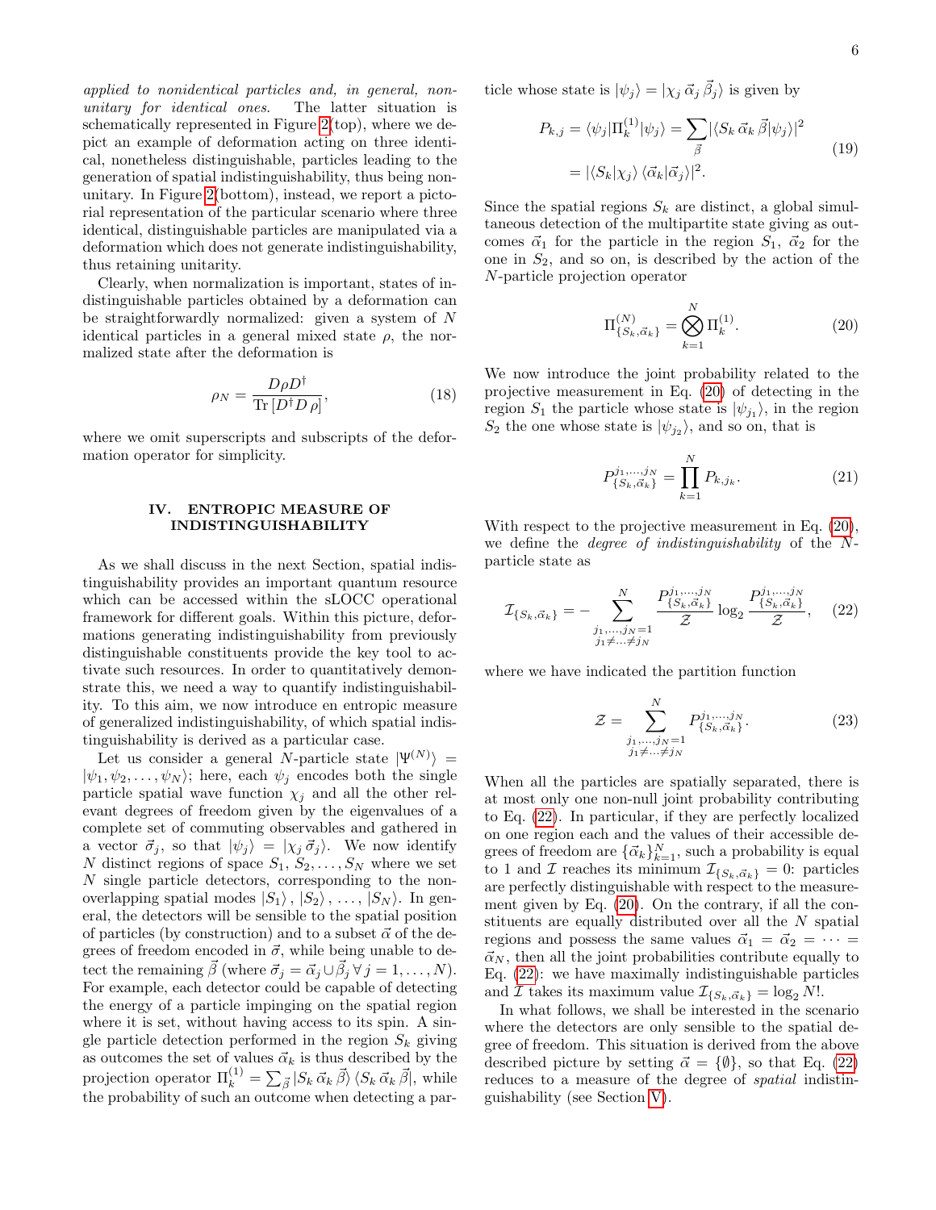*applied to nonidentical particles and, in general, non-unitary for identical ones.* The latter situation is schematically represented in Figure 2(top), where we depict an example of deformation acting on three identical, nonetheless distinguishable, particles leading to the generation of spatial indistinguishability, thus being non-unitary. In Figure 2(bottom), instead, we report a pictorial representation of the particular scenario where three identical, distinguishable particles are manipulated via a deformation which does not generate indistinguishability, thus retaining unitarity.

Clearly, when normalization is important, states of indistinguishable particles obtained by a deformation can be straightforwardly normalized: given a system of $N$ identical particles in a general mixed state $\rho$, the normalized state after the deformation is

$$\rho_N = \frac{D\rho D^\dagger}{\mathrm{Tr}\,[D^\dagger D\,\rho]}, \tag{18}$$

where we omit superscripts and subscripts of the deformation operator for simplicity.

## IV. ENTROPIC MEASURE OF INDISTINGUISHABILITY

As we shall discuss in the next Section, spatial indistinguishability provides an important quantum resource which can be accessed within the sLOCC operational framework for different goals. Within this picture, deformations generating indistinguishability from previously distinguishable constituents provide the key tool to activate such resources. In order to quantitatively demonstrate this, we need a way to quantify indistinguishability. To this aim, we now introduce en entropic measure of generalized indistinguishability, of which spatial indistinguishability is derived as a particular case.

Let us consider a general $N$-particle state $|\Psi^{(N)}\rangle = |\psi_1, \psi_2, \ldots, \psi_N\rangle$; here, each $\psi_j$ encodes both the single particle spatial wave function $\chi_j$ and all the other relevant degrees of freedom given by the eigenvalues of a complete set of commuting observables and gathered in a vector $\vec{\sigma}_j$, so that $|\psi_j\rangle = |\chi_j\,\vec{\sigma}_j\rangle$. We now identify $N$ distinct regions of space $S_1, S_2, \ldots, S_N$ where we set $N$ single particle detectors, corresponding to the non-overlapping spatial modes $|S_1\rangle, |S_2\rangle, \ldots, |S_N\rangle$. In general, the detectors will be sensible to the spatial position of particles (by construction) and to a subset $\vec{\alpha}$ of the degrees of freedom encoded in $\vec{\sigma}$, while being unable to detect the remaining $\vec{\beta}$ (where $\vec{\sigma}_j = \vec{\alpha}_j \cup \vec{\beta}_j\,\forall\, j = 1, \ldots, N$). For example, each detector could be capable of detecting the energy of a particle impinging on the spatial region where it is set, without having access to its spin. A single particle detection performed in the region $S_k$ giving as outcomes the set of values $\vec{\alpha}_k$ is thus described by the projection operator $\Pi_k^{(1)} = \sum_{\vec{\beta}} |S_k\,\vec{\alpha}_k\,\vec{\beta}\rangle\,\langle S_k\,\vec{\alpha}_k\,\vec{\beta}|$, while the probability of such an outcome when detecting a particle whose state is $|\psi_j\rangle = |\chi_j\,\vec{\alpha}_j\,\vec{\beta}_j\rangle$ is given by

$$\begin{aligned} P_{k,j} = \langle\psi_j|\Pi_k^{(1)}|\psi_j\rangle &= \sum_{\vec{\beta}} |\langle S_k\,\vec{\alpha}_k\,\vec{\beta}|\psi_j\rangle|^2 \\ &= |\langle S_k|\chi_j\rangle\,\langle\vec{\alpha}_k|\vec{\alpha}_j\rangle|^2. \end{aligned} \tag{19}$$

Since the spatial regions $S_k$ are distinct, a global simultaneous detection of the multipartite state giving as outcomes $\vec{\alpha}_1$ for the particle in the region $S_1$, $\vec{\alpha}_2$ for the one in $S_2$, and so on, is described by the action of the $N$-particle projection operator

$$\Pi^{(N)}_{\{S_k,\vec{\alpha}_k\}} = \bigotimes_{k=1}^{N} \Pi_k^{(1)}. \tag{20}$$

We now introduce the joint probability related to the projective measurement in Eq. (20) of detecting in the region $S_1$ the particle whose state is $|\psi_{j_1}\rangle$, in the region $S_2$ the one whose state is $|\psi_{j_2}\rangle$, and so on, that is

$$P^{j_1,\ldots,j_N}_{\{S_k,\vec{\alpha}_k\}} = \prod_{k=1}^{N} P_{k,j_k}. \tag{21}$$

With respect to the projective measurement in Eq. (20), we define the *degree of indistinguishability* of the $N$-particle state as

$$\mathcal{I}_{\{S_k,\vec{\alpha}_k\}} = -\sum_{\substack{j_1,\ldots,j_N=1 \\ j_1\neq\ldots\neq j_N}}^{N} \frac{P^{j_1,\ldots,j_N}_{\{S_k,\vec{\alpha}_k\}}}{\mathcal{Z}} \log_2 \frac{P^{j_1,\ldots,j_N}_{\{S_k,\vec{\alpha}_k\}}}{\mathcal{Z}}, \tag{22}$$

where we have indicated the partition function

$$\mathcal{Z} = \sum_{\substack{j_1,\ldots,j_N=1 \\ j_1\neq\ldots\neq j_N}}^{N} P^{j_1,\ldots,j_N}_{\{S_k,\vec{\alpha}_k\}}. \tag{23}$$

When all the particles are spatially separated, there is at most only one non-null joint probability contributing to Eq. (22). In particular, if they are perfectly localized on one region each and the values of their accessible degrees of freedom are $\{\vec{\alpha}_k\}_{k=1}^{N}$, such a probability is equal to 1 and $\mathcal{I}$ reaches its minimum $\mathcal{I}_{\{S_k,\vec{\alpha}_k\}} = 0$: particles are perfectly distinguishable with respect to the measurement given by Eq. (20). On the contrary, if all the constituents are equally distributed over all the $N$ spatial regions and possess the same values $\vec{\alpha}_1 = \vec{\alpha}_2 = \cdots = \vec{\alpha}_N$, then all the joint probabilities contribute equally to Eq. (22): we have maximally indistinguishable particles and $\mathcal{I}$ takes its maximum value $\mathcal{I}_{\{S_k,\vec{\alpha}_k\}} = \log_2 N!$.

In what follows, we shall be interested in the scenario where the detectors are only sensible to the spatial degree of freedom. This situation is derived from the above described picture by setting $\vec{\alpha} = \{\emptyset\}$, so that Eq. (22) reduces to a measure of the degree of *spatial* indistinguishability (see Section V).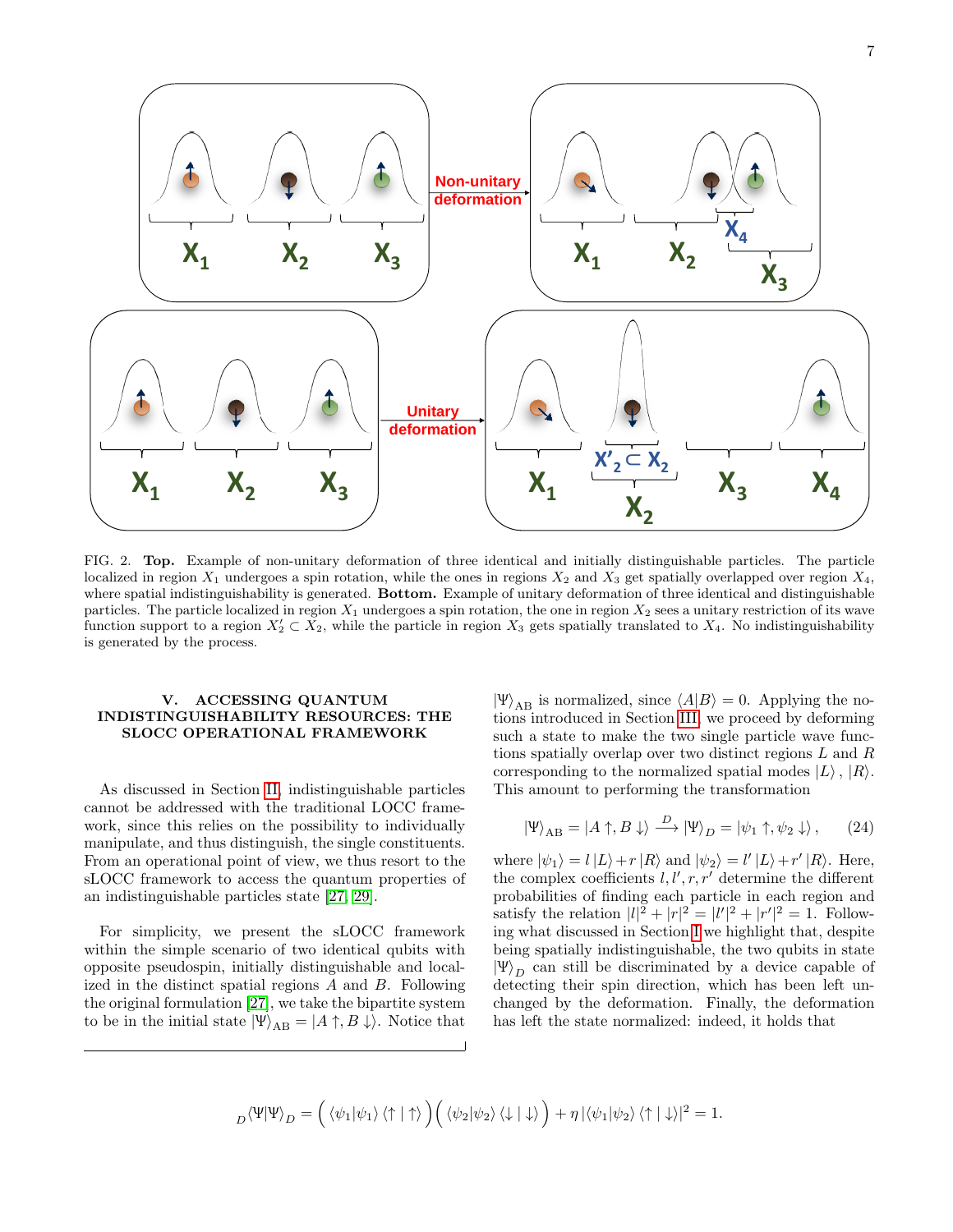FIG. 2. **Top.** Example of non-unitary deformation of three identical and initially distinguishable particles. The particle localized in region $X_1$ undergoes a spin rotation, while the ones in regions $X_2$ and $X_3$ get spatially overlapped over region $X_4$, where spatial indistinguishability is generated. **Bottom.** Example of unitary deformation of three identical and distinguishable particles. The particle localized in region $X_1$ undergoes a spin rotation, the one in region $X_2$ sees a unitary restriction of its wave function support to a region $X_2' \subset X_2$, while the particle in region $X_3$ gets spatially translated to $X_4$. No indistinguishability is generated by the process.

## V. ACCESSING QUANTUM INDISTINGUISHABILITY RESOURCES: THE SLOCC OPERATIONAL FRAMEWORK

As discussed in Section II, indistinguishable particles cannot be addressed with the traditional LOCC framework, since this relies on the possibility to individually manipulate, and thus distinguish, the single constituents. From an operational point of view, we thus resort to the sLOCC framework to access the quantum properties of an indistinguishable particles state [27, 29].

For simplicity, we present the sLOCC framework within the simple scenario of two identical qubits with opposite pseudospin, initially distinguishable and localized in the distinct spatial regions $A$ and $B$. Following the original formulation [27], we take the bipartite system to be in the initial state $|\Psi\rangle_{\text{AB}} = |A\uparrow, B\downarrow\rangle$. Notice that $|\Psi\rangle_{\text{AB}}$ is normalized, since $\langle A|B\rangle = 0$. Applying the notions introduced in Section III, we proceed by deforming such a state to make the two single particle wave functions spatially overlap over two distinct regions $L$ and $R$ corresponding to the normalized spatial modes $|L\rangle$, $|R\rangle$. This amount to performing the transformation

$$|\Psi\rangle_{\text{AB}} = |A\uparrow, B\downarrow\rangle \xrightarrow{D} |\Psi\rangle_D = |\psi_1\uparrow, \psi_2\downarrow\rangle, \qquad (24)$$

where $|\psi_1\rangle = l\,|L\rangle + r\,|R\rangle$ and $|\psi_2\rangle = l'\,|L\rangle + r'\,|R\rangle$. Here, the complex coefficients $l, l', r, r'$ determine the different probabilities of finding each particle in each region and satisfy the relation $|l|^2 + |r|^2 = |l'|^2 + |r'|^2 = 1$. Following what discussed in Section I we highlight that, despite being spatially indistinguishable, the two qubits in state $|\Psi\rangle_D$ can still be discriminated by a device capable of detecting their spin direction, which has been left unchanged by the deformation. Finally, the deformation has left the state normalized: indeed, it holds that

$${}_D\langle\Psi|\Psi\rangle_D = \Big(\langle\psi_1|\psi_1\rangle\,\langle\uparrow|\uparrow\rangle\Big)\Big(\langle\psi_2|\psi_2\rangle\,\langle\downarrow|\downarrow\rangle\Big) + \eta\,|\langle\psi_1|\psi_2\rangle\,\langle\uparrow|\downarrow\rangle|^2 = 1.$$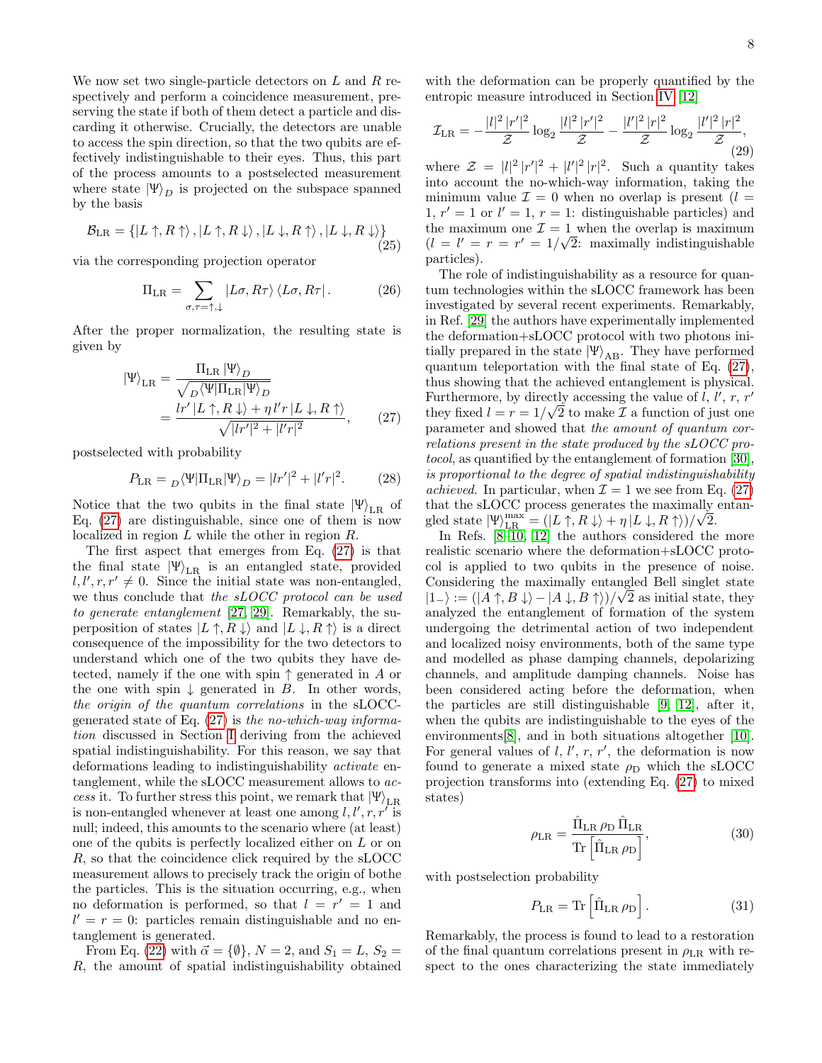We now set two single-particle detectors on $L$ and $R$ respectively and perform a coincidence measurement, preserving the state if both of them detect a particle and discarding it otherwise. Crucially, the detectors are unable to access the spin direction, so that the two qubits are effectively indistinguishable to their eyes. Thus, this part of the process amounts to a postselected measurement where state $|\Psi\rangle_D$ is projected on the subspace spanned by the basis

$$\mathcal{B}_{\mathrm{LR}} = \{|L\uparrow, R\uparrow\rangle, |L\uparrow, R\downarrow\rangle, |L\downarrow, R\uparrow\rangle, |L\downarrow, R\downarrow\rangle\} \tag{25}$$

via the corresponding projection operator

$$\Pi_{\mathrm{LR}} = \sum_{\sigma,\tau=\uparrow,\downarrow} |L\sigma, R\tau\rangle \langle L\sigma, R\tau| \,. \tag{26}$$

After the proper normalization, the resulting state is given by

$$|\Psi\rangle_{\mathrm{LR}} = \frac{\Pi_{\mathrm{LR}}\,|\Psi\rangle_D}{\sqrt{{}_D\langle\Psi|\Pi_{\mathrm{LR}}|\Psi\rangle_D}} = \frac{lr'\,|L\uparrow, R\downarrow\rangle + \eta\, l'r\,|L\downarrow, R\uparrow\rangle}{\sqrt{|lr'|^2 + |l'r|^2}}, \tag{27}$$

postselected with probability

$$P_{\mathrm{LR}} = {}_D\langle\Psi|\Pi_{\mathrm{LR}}|\Psi\rangle_D = |lr'|^2 + |l'r|^2. \tag{28}$$

Notice that the two qubits in the final state $|\Psi\rangle_{\mathrm{LR}}$ of Eq. (27) are distinguishable, since one of them is now localized in region $L$ while the other in region $R$.

The first aspect that emerges from Eq. (27) is that the final state $|\Psi\rangle_{\mathrm{LR}}$ is an entangled state, provided $l, l', r, r' \neq 0$. Since the initial state was non-entangled, we thus conclude that *the sLOCC protocol can be used to generate entanglement* [27, 29]. Remarkably, the superposition of states $|L\uparrow, R\downarrow\rangle$ and $|L\downarrow, R\uparrow\rangle$ is a direct consequence of the impossibility for the two detectors to understand which one of the two qubits they have detected, namely if the one with spin $\uparrow$ generated in $A$ or the one with spin $\downarrow$ generated in $B$. In other words, *the origin of the quantum correlations* in the sLOCC-generated state of Eq. (27) is *the no-which-way information* discussed in Section I deriving from the achieved spatial indistinguishability. For this reason, we say that deformations leading to indistinguishability *activate* entanglement, while the sLOCC measurement allows to *access* it. To further stress this point, we remark that $|\Psi\rangle_{\mathrm{LR}}$ is non-entangled whenever at least one among $l, l', r, r'$ is null; indeed, this amounts to the scenario where (at least) one of the qubits is perfectly localized either on $L$ or on $R$, so that the coincidence click required by the sLOCC measurement allows to precisely track the origin of bothe the particles. This is the situation occurring, e.g., when no deformation is performed, so that $l = r' = 1$ and $l' = r = 0$: particles remain distinguishable and no entanglement is generated.

From Eq. (22) with $\vec{\alpha} = \{\emptyset\}$, $N = 2$, and $S_1 = L$, $S_2 = R$, the amount of spatial indistinguishability obtained with the deformation can be properly quantified by the entropic measure introduced in Section IV [12]

$$\mathcal{I}_{\mathrm{LR}} = -\frac{|l|^2\,|r'|^2}{\mathcal{Z}}\log_2\frac{|l|^2\,|r'|^2}{\mathcal{Z}} - \frac{|l'|^2\,|r|^2}{\mathcal{Z}}\log_2\frac{|l'|^2\,|r|^2}{\mathcal{Z}}, \tag{29}$$

where $\mathcal{Z} = |l|^2\,|r'|^2 + |l'|^2\,|r|^2$. Such a quantity takes into account the no-which-way information, taking the minimum value $\mathcal{I} = 0$ when no overlap is present ($l = 1$, $r' = 1$ or $l' = 1$, $r = 1$: distinguishable particles) and the maximum one $\mathcal{I} = 1$ when the overlap is maximum ($l = l' = r = r' = 1/\sqrt{2}$: maximally indistinguishable particles).

The role of indistinguishability as a resource for quantum technologies within the sLOCC framework has been investigated by several recent experiments. Remarkably, in Ref. [29] the authors have experimentally implemented the deformation+sLOCC protocol with two photons initially prepared in the state $|\Psi\rangle_{\mathrm{AB}}$. They have performed quantum teleportation with the final state of Eq. (27), thus showing that the achieved entanglement is physical. Furthermore, by directly accessing the value of $l$, $l'$, $r$, $r'$ they fixed $l = r = 1/\sqrt{2}$ to make $\mathcal{I}$ a function of just one parameter and showed that *the amount of quantum correlations present in the state produced by the sLOCC protocol*, as quantified by the entanglement of formation [30], *is proportional to the degree of spatial indistinguishability achieved*. In particular, when $\mathcal{I} = 1$ we see from Eq. (27) that the sLOCC process generates the maximally entangled state $|\Psi\rangle_{\mathrm{LR}}^{\max} = (|L\uparrow, R\downarrow\rangle + \eta\,|L\downarrow, R\uparrow\rangle)/\sqrt{2}$.

In Refs. [8–10, 12] the authors considered the more realistic scenario where the deformation+sLOCC protocol is applied to two qubits in the presence of noise. Considering the maximally entangled Bell singlet state $|1_-\rangle := (|A\uparrow, B\downarrow\rangle - |A\downarrow, B\uparrow\rangle)/\sqrt{2}$ as initial state, they analyzed the entanglement of formation of the system undergoing the detrimental action of two independent and localized noisy environments, both of the same type and modelled as phase damping channels, depolarizing channels, and amplitude damping channels. Noise has been considered acting before the deformation, when the particles are still distinguishable [9, 12], after it, when the qubits are indistinguishable to the eyes of the environments[8], and in both situations altogether [10]. For general values of $l$, $l'$, $r$, $r'$, the deformation is now found to generate a mixed state $\rho_{\mathrm{D}}$ which the sLOCC projection transforms into (extending Eq. (27) to mixed states)

$$\rho_{\mathrm{LR}} = \frac{\hat{\Pi}_{\mathrm{LR}}\,\rho_{\mathrm{D}}\,\hat{\Pi}_{\mathrm{LR}}}{\mathrm{Tr}\left[\hat{\Pi}_{\mathrm{LR}}\,\rho_{\mathrm{D}}\right]}, \tag{30}$$

with postselection probability

$$P_{\mathrm{LR}} = \mathrm{Tr}\left[\hat{\Pi}_{\mathrm{LR}}\,\rho_{\mathrm{D}}\right]. \tag{31}$$

Remarkably, the process is found to lead to a restoration of the final quantum correlations present in $\rho_{\mathrm{LR}}$ with respect to the ones characterizing the state immediately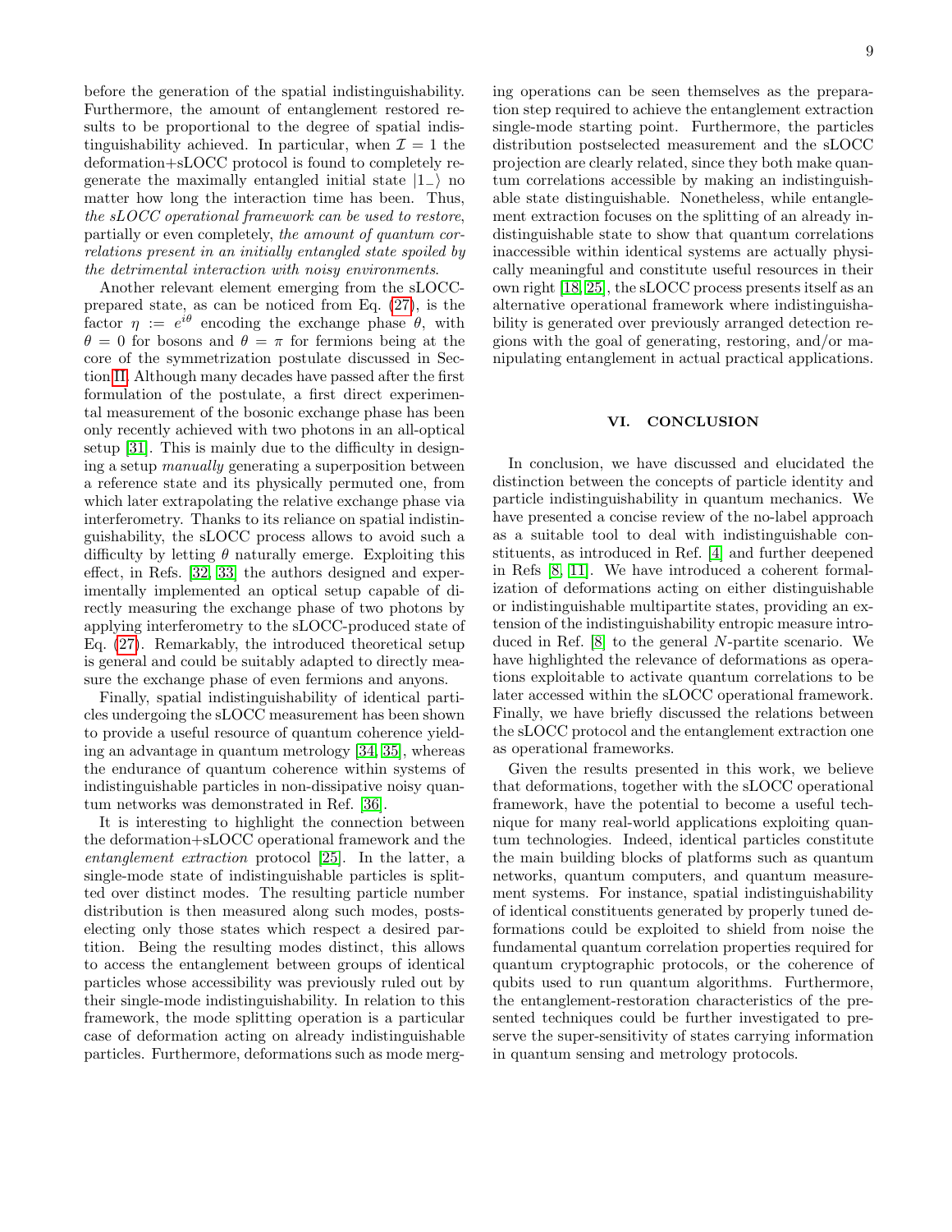before the generation of the spatial indistinguishability. Furthermore, the amount of entanglement restored results to be proportional to the degree of spatial indistinguishability achieved. In particular, when $\mathcal{I} = 1$ the deformation+sLOCC protocol is found to completely regenerate the maximally entangled initial state $|1_-\rangle$ no matter how long the interaction time has been. Thus, *the sLOCC operational framework can be used to restore*, partially or even completely, *the amount of quantum correlations present in an initially entangled state spoiled by the detrimental interaction with noisy environments*.

Another relevant element emerging from the sLOCC-prepared state, as can be noticed from Eq. (27), is the factor $\eta := e^{i\theta}$ encoding the exchange phase $\theta$, with $\theta = 0$ for bosons and $\theta = \pi$ for fermions being at the core of the symmetrization postulate discussed in Section II. Although many decades have passed after the first formulation of the postulate, a first direct experimental measurement of the bosonic exchange phase has been only recently achieved with two photons in an all-optical setup [31]. This is mainly due to the difficulty in designing a setup *manually* generating a superposition between a reference state and its physically permuted one, from which later extrapolating the relative exchange phase via interferometry. Thanks to its reliance on spatial indistinguishability, the sLOCC process allows to avoid such a difficulty by letting $\theta$ naturally emerge. Exploiting this effect, in Refs. [32, 33] the authors designed and experimentally implemented an optical setup capable of directly measuring the exchange phase of two photons by applying interferometry to the sLOCC-produced state of Eq. (27). Remarkably, the introduced theoretical setup is general and could be suitably adapted to directly measure the exchange phase of even fermions and anyons.

Finally, spatial indistinguishability of identical particles undergoing the sLOCC measurement has been shown to provide a useful resource of quantum coherence yielding an advantage in quantum metrology [34, 35], whereas the endurance of quantum coherence within systems of indistinguishable particles in non-dissipative noisy quantum networks was demonstrated in Ref. [36].

It is interesting to highlight the connection between the deformation+sLOCC operational framework and the *entanglement extraction* protocol [25]. In the latter, a single-mode state of indistinguishable particles is splitted over distinct modes. The resulting particle number distribution is then measured along such modes, postselecting only those states which respect a desired partition. Being the resulting modes distinct, this allows to access the entanglement between groups of identical particles whose accessibility was previously ruled out by their single-mode indistinguishability. In relation to this framework, the mode splitting operation is a particular case of deformation acting on already indistinguishable particles. Furthermore, deformations such as mode merging operations can be seen themselves as the preparation step required to achieve the entanglement extraction single-mode starting point. Furthermore, the particles distribution postselected measurement and the sLOCC projection are clearly related, since they both make quantum correlations accessible by making an indistinguishable state distinguishable. Nonetheless, while entanglement extraction focuses on the splitting of an already indistinguishable state to show that quantum correlations inaccessible within identical systems are actually physically meaningful and constitute useful resources in their own right [18, 25], the sLOCC process presents itself as an alternative operational framework where indistinguishability is generated over previously arranged detection regions with the goal of generating, restoring, and/or manipulating entanglement in actual practical applications.

## VI. CONCLUSION

In conclusion, we have discussed and elucidated the distinction between the concepts of particle identity and particle indistinguishability in quantum mechanics. We have presented a concise review of the no-label approach as a suitable tool to deal with indistinguishable constituents, as introduced in Ref. [4] and further deepened in Refs [8, 11]. We have introduced a coherent formalization of deformations acting on either distinguishable or indistinguishable multipartite states, providing an extension of the indistinguishability entropic measure introduced in Ref. [8] to the general $N$-partite scenario. We have highlighted the relevance of deformations as operations exploitable to activate quantum correlations to be later accessed within the sLOCC operational framework. Finally, we have briefly discussed the relations between the sLOCC protocol and the entanglement extraction one as operational frameworks.

Given the results presented in this work, we believe that deformations, together with the sLOCC operational framework, have the potential to become a useful technique for many real-world applications exploiting quantum technologies. Indeed, identical particles constitute the main building blocks of platforms such as quantum networks, quantum computers, and quantum measurement systems. For instance, spatial indistinguishability of identical constituents generated by properly tuned deformations could be exploited to shield from noise the fundamental quantum correlation properties required for quantum cryptographic protocols, or the coherence of qubits used to run quantum algorithms. Furthermore, the entanglement-restoration characteristics of the presented techniques could be further investigated to preserve the super-sensitivity of states carrying information in quantum sensing and metrology protocols.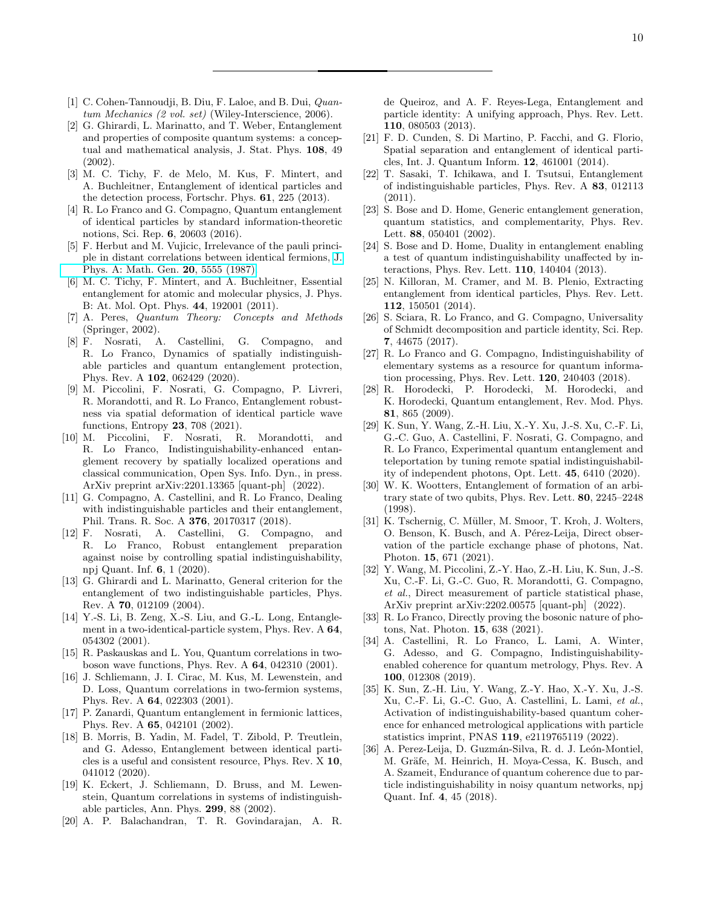[1] C. Cohen-Tannoudji, B. Diu, F. Laloe, and B. Dui, *Quantum Mechanics (2 vol. set)* (Wiley-Interscience, 2006).

[2] G. Ghirardi, L. Marinatto, and T. Weber, Entanglement and properties of composite quantum systems: a conceptual and mathematical analysis, J. Stat. Phys. **108**, 49 (2002).

[3] M. C. Tichy, F. de Melo, M. Kus, F. Mintert, and A. Buchleitner, Entanglement of identical particles and the detection process, Fortschr. Phys. **61**, 225 (2013).

[4] R. Lo Franco and G. Compagno, Quantum entanglement of identical particles by standard information-theoretic notions, Sci. Rep. **6**, 20603 (2016).

[5] F. Herbut and M. Vujicic, Irrelevance of the pauli principle in distant correlations between identical fermions, J. Phys. A: Math. Gen. **20**, 5555 (1987).

[6] M. C. Tichy, F. Mintert, and A. Buchleitner, Essential entanglement for atomic and molecular physics, J. Phys. B: At. Mol. Opt. Phys. **44**, 192001 (2011).

[7] A. Peres, *Quantum Theory: Concepts and Methods* (Springer, 2002).

[8] F. Nosrati, A. Castellini, G. Compagno, and R. Lo Franco, Dynamics of spatially indistinguishable particles and quantum entanglement protection, Phys. Rev. A **102**, 062429 (2020).

[9] M. Piccolini, F. Nosrati, G. Compagno, P. Livreri, R. Morandotti, and R. Lo Franco, Entanglement robustness via spatial deformation of identical particle wave functions, Entropy **23**, 708 (2021).

[10] M. Piccolini, F. Nosrati, R. Morandotti, and R. Lo Franco, Indistinguishability-enhanced entanglement recovery by spatially localized operations and classical communication, Open Sys. Info. Dyn., in press. ArXiv preprint arXiv:2201.13365 [quant-ph] (2022).

[11] G. Compagno, A. Castellini, and R. Lo Franco, Dealing with indistinguishable particles and their entanglement, Phil. Trans. R. Soc. A **376**, 20170317 (2018).

[12] F. Nosrati, A. Castellini, G. Compagno, and R. Lo Franco, Robust entanglement preparation against noise by controlling spatial indistinguishability, npj Quant. Inf. **6**, 1 (2020).

[13] G. Ghirardi and L. Marinatto, General criterion for the entanglement of two indistinguishable particles, Phys. Rev. A **70**, 012109 (2004).

[14] Y.-S. Li, B. Zeng, X.-S. Liu, and G.-L. Long, Entanglement in a two-identical-particle system, Phys. Rev. A **64**, 054302 (2001).

[15] R. Paskauskas and L. You, Quantum correlations in two-boson wave functions, Phys. Rev. A **64**, 042310 (2001).

[16] J. Schliemann, J. I. Cirac, M. Kus, M. Lewenstein, and D. Loss, Quantum correlations in two-fermion systems, Phys. Rev. A **64**, 022303 (2001).

[17] P. Zanardi, Quantum entanglement in fermionic lattices, Phys. Rev. A **65**, 042101 (2002).

[18] B. Morris, B. Yadin, M. Fadel, T. Zibold, P. Treutlein, and G. Adesso, Entanglement between identical particles is a useful and consistent resource, Phys. Rev. X **10**, 041012 (2020).

[19] K. Eckert, J. Schliemann, D. Bruss, and M. Lewenstein, Quantum correlations in systems of indistinguishable particles, Ann. Phys. **299**, 88 (2002).

[20] A. P. Balachandran, T. R. Govindarajan, A. R. de Queiroz, and A. F. Reyes-Lega, Entanglement and particle identity: A unifying approach, Phys. Rev. Lett. **110**, 080503 (2013).

[21] F. D. Cunden, S. Di Martino, P. Facchi, and G. Florio, Spatial separation and entanglement of identical particles, Int. J. Quantum Inform. **12**, 461001 (2014).

[22] T. Sasaki, T. Ichikawa, and I. Tsutsui, Entanglement of indistinguishable particles, Phys. Rev. A **83**, 012113 (2011).

[23] S. Bose and D. Home, Generic entanglement generation, quantum statistics, and complementarity, Phys. Rev. Lett. **88**, 050401 (2002).

[24] S. Bose and D. Home, Duality in entanglement enabling a test of quantum indistinguishability unaffected by interactions, Phys. Rev. Lett. **110**, 140404 (2013).

[25] N. Killoran, M. Cramer, and M. B. Plenio, Extracting entanglement from identical particles, Phys. Rev. Lett. **112**, 150501 (2014).

[26] S. Sciara, R. Lo Franco, and G. Compagno, Universality of Schmidt decomposition and particle identity, Sci. Rep. **7**, 44675 (2017).

[27] R. Lo Franco and G. Compagno, Indistinguishability of elementary systems as a resource for quantum information processing, Phys. Rev. Lett. **120**, 240403 (2018).

[28] R. Horodecki, P. Horodecki, M. Horodecki, and K. Horodecki, Quantum entanglement, Rev. Mod. Phys. **81**, 865 (2009).

[29] K. Sun, Y. Wang, Z.-H. Liu, X.-Y. Xu, J.-S. Xu, C.-F. Li, G.-C. Guo, A. Castellini, F. Nosrati, G. Compagno, and R. Lo Franco, Experimental quantum entanglement and teleportation by tuning remote spatial indistinguishability of independent photons, Opt. Lett. **45**, 6410 (2020).

[30] W. K. Wootters, Entanglement of formation of an arbitrary state of two qubits, Phys. Rev. Lett. **80**, 2245–2248 (1998).

[31] K. Tschernig, C. Müller, M. Smoor, T. Kroh, J. Wolters, O. Benson, K. Busch, and A. Pérez-Leija, Direct observation of the particle exchange phase of photons, Nat. Photon. **15**, 671 (2021).

[32] Y. Wang, M. Piccolini, Z.-Y. Hao, Z.-H. Liu, K. Sun, J.-S. Xu, C.-F. Li, G.-C. Guo, R. Morandotti, G. Compagno, *et al.*, Direct measurement of particle statistical phase, ArXiv preprint arXiv:2202.00575 [quant-ph] (2022).

[33] R. Lo Franco, Directly proving the bosonic nature of photons, Nat. Photon. **15**, 638 (2021).

[34] A. Castellini, R. Lo Franco, L. Lami, A. Winter, G. Adesso, and G. Compagno, Indistinguishability-enabled coherence for quantum metrology, Phys. Rev. A **100**, 012308 (2019).

[35] K. Sun, Z.-H. Liu, Y. Wang, Z.-Y. Hao, X.-Y. Xu, J.-S. Xu, C.-F. Li, G.-C. Guo, A. Castellini, L. Lami, *et al.*, Activation of indistinguishability-based quantum coherence for enhanced metrological applications with particle statistics imprint, PNAS **119**, e2119765119 (2022).

[36] A. Perez-Leija, D. Guzmán-Silva, R. d. J. León-Montiel, M. Gräfe, M. Heinrich, H. Moya-Cessa, K. Busch, and A. Szameit, Endurance of quantum coherence due to particle indistinguishability in noisy quantum networks, npj Quant. Inf. **4**, 45 (2018).